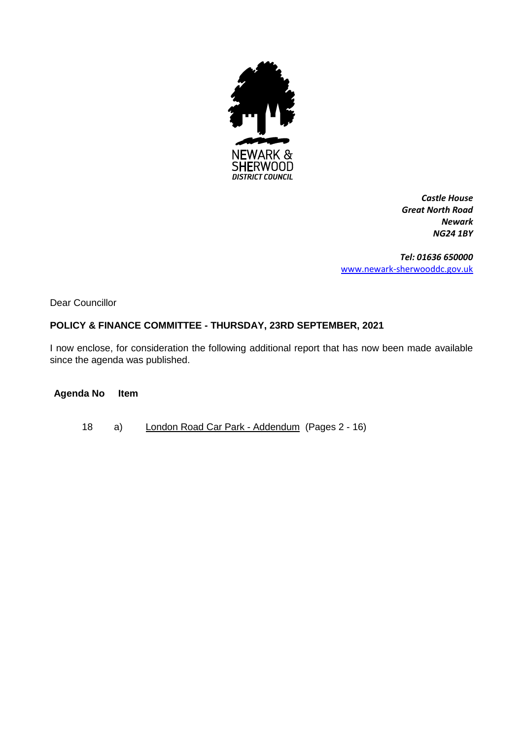NEWARK & SHERWOOD
*DISTRICT COUNCIL*

***Castle House***
***Great North Road***
***Newark***
***NG24 1BY***

***Tel: 01636 650000***
www.newark-sherwooddc.gov.uk

Dear Councillor

**POLICY & FINANCE COMMITTEE - THURSDAY, 23RD SEPTEMBER, 2021**

I now enclose, for consideration the following additional report that has now been made available since the agenda was published.

| **Agenda No** | **Item** |
|---|---|
| 18 a) | London Road Car Park - Addendum (Pages 2 - 16) |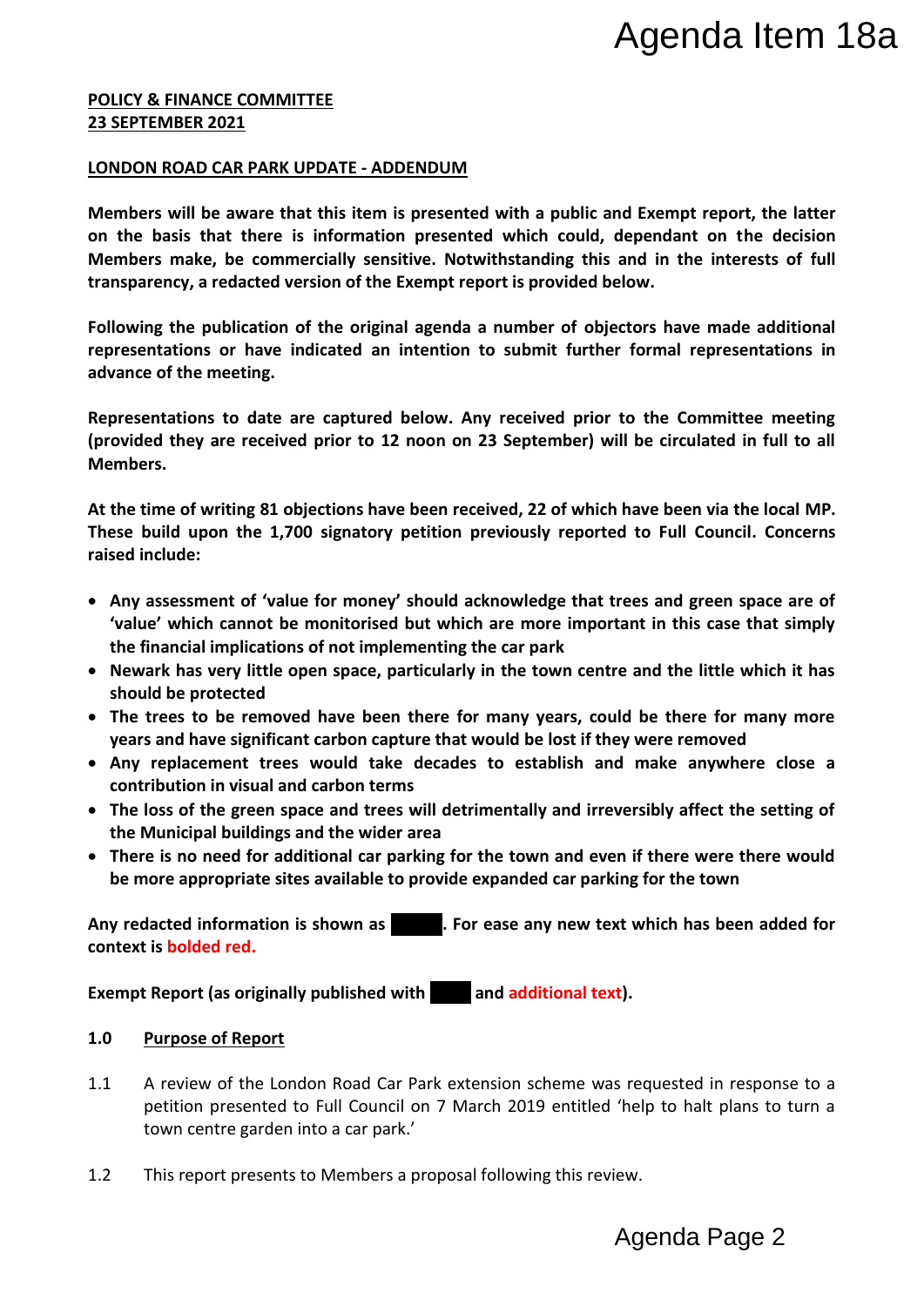**POLICY & FINANCE COMMITTEE**
**23 SEPTEMBER 2021**

**LONDON ROAD CAR PARK UPDATE - ADDENDUM**

**Members will be aware that this item is presented with a public and Exempt report, the latter on the basis that there is information presented which could, dependant on the decision Members make, be commercially sensitive. Notwithstanding this and in the interests of full transparency, a redacted version of the Exempt report is provided below.**

**Following the publication of the original agenda a number of objectors have made additional representations or have indicated an intention to submit further formal representations in advance of the meeting.**

**Representations to date are captured below. Any received prior to the Committee meeting (provided they are received prior to 12 noon on 23 September) will be circulated in full to all Members.**

**At the time of writing 81 objections have been received, 22 of which have been via the local MP. These build upon the 1,700 signatory petition previously reported to Full Council. Concerns raised include:**

- **Any assessment of 'value for money' should acknowledge that trees and green space are of 'value' which cannot be monitorised but which are more important in this case that simply the financial implications of not implementing the car park**
- **Newark has very little open space, particularly in the town centre and the little which it has should be protected**
- **The trees to be removed have been there for many years, could be there for many more years and have significant carbon capture that would be lost if they were removed**
- **Any replacement trees would take decades to establish and make anywhere close a contribution in visual and carbon terms**
- **The loss of the green space and trees will detrimentally and irreversibly affect the setting of the Municipal buildings and the wider area**
- **There is no need for additional car parking for the town and even if there were there would be more appropriate sites available to provide expanded car parking for the town**

**Any redacted information is shown as ████. For ease any new text which has been added for context is bolded red.**

**Exempt Report (as originally published with ████ and additional text).**

## 1.0 Purpose of Report

1.1 A review of the London Road Car Park extension scheme was requested in response to a petition presented to Full Council on 7 March 2019 entitled 'help to halt plans to turn a town centre garden into a car park.'

1.2 This report presents to Members a proposal following this review.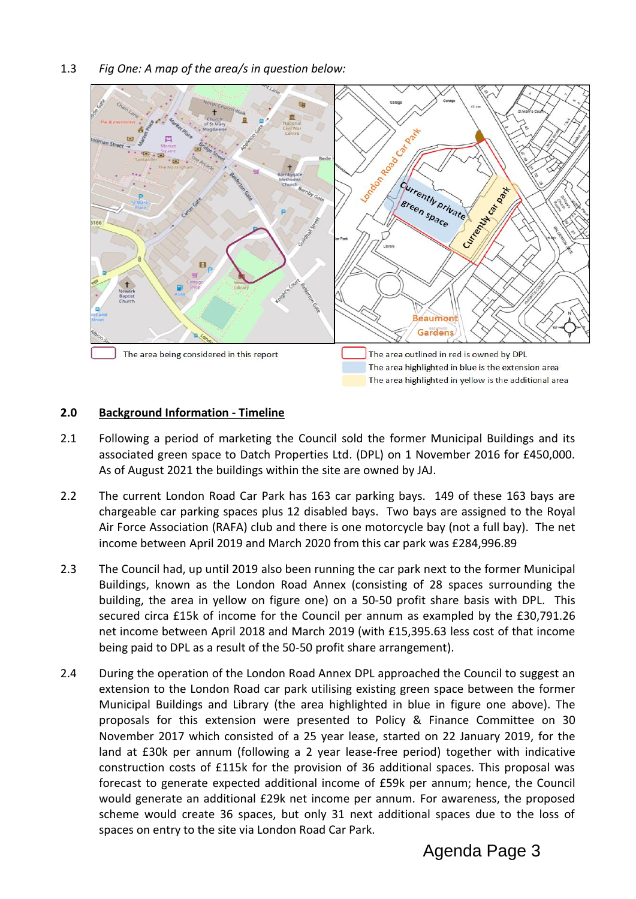1.3 *Fig One: A map of the area/s in question below:*

The area being considered in this report

The area outlined in red is owned by DPL

The area highlighted in blue is the extension area

The area highlighted in yellow is the additional area

## 2.0 Background Information - Timeline

2.1 Following a period of marketing the Council sold the former Municipal Buildings and its associated green space to Datch Properties Ltd. (DPL) on 1 November 2016 for £450,000. As of August 2021 the buildings within the site are owned by JAJ.

2.2 The current London Road Car Park has 163 car parking bays. 149 of these 163 bays are chargeable car parking spaces plus 12 disabled bays. Two bays are assigned to the Royal Air Force Association (RAFA) club and there is one motorcycle bay (not a full bay). The net income between April 2019 and March 2020 from this car park was £284,996.89

2.3 The Council had, up until 2019 also been running the car park next to the former Municipal Buildings, known as the London Road Annex (consisting of 28 spaces surrounding the building, the area in yellow on figure one) on a 50-50 profit share basis with DPL. This secured circa £15k of income for the Council per annum as exampled by the £30,791.26 net income between April 2018 and March 2019 (with £15,395.63 less cost of that income being paid to DPL as a result of the 50-50 profit share arrangement).

2.4 During the operation of the London Road Annex DPL approached the Council to suggest an extension to the London Road car park utilising existing green space between the former Municipal Buildings and Library (the area highlighted in blue in figure one above). The proposals for this extension were presented to Policy & Finance Committee on 30 November 2017 which consisted of a 25 year lease, started on 22 January 2019, for the land at £30k per annum (following a 2 year lease-free period) together with indicative construction costs of £115k for the provision of 36 additional spaces. This proposal was forecast to generate expected additional income of £59k per annum; hence, the Council would generate an additional £29k net income per annum. For awareness, the proposed scheme would create 36 spaces, but only 31 next additional spaces due to the loss of spaces on entry to the site via London Road Car Park.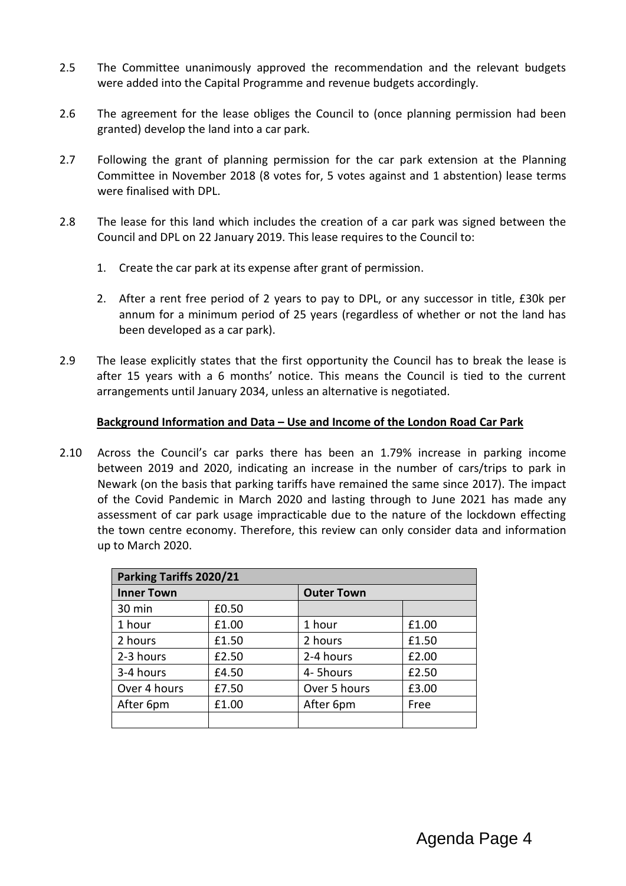2.5 The Committee unanimously approved the recommendation and the relevant budgets were added into the Capital Programme and revenue budgets accordingly.

2.6 The agreement for the lease obliges the Council to (once planning permission had been granted) develop the land into a car park.

2.7 Following the grant of planning permission for the car park extension at the Planning Committee in November 2018 (8 votes for, 5 votes against and 1 abstention) lease terms were finalised with DPL.

2.8 The lease for this land which includes the creation of a car park was signed between the Council and DPL on 22 January 2019. This lease requires to the Council to:

1. Create the car park at its expense after grant of permission.

2. After a rent free period of 2 years to pay to DPL, or any successor in title, £30k per annum for a minimum period of 25 years (regardless of whether or not the land has been developed as a car park).

2.9 The lease explicitly states that the first opportunity the Council has to break the lease is after 15 years with a 6 months' notice. This means the Council is tied to the current arrangements until January 2034, unless an alternative is negotiated.

**Background Information and Data – Use and Income of the London Road Car Park**

2.10 Across the Council's car parks there has been an 1.79% increase in parking income between 2019 and 2020, indicating an increase in the number of cars/trips to park in Newark (on the basis that parking tariffs have remained the same since 2017). The impact of the Covid Pandemic in March 2020 and lasting through to June 2021 has made any assessment of car park usage impracticable due to the nature of the lockdown effecting the town centre economy. Therefore, this review can only consider data and information up to March 2020.

| **Parking Tariffs 2020/21** | | | |
|---|---|---|---|
| **Inner Town** | | **Outer Town** | |
| 30 min | £0.50 | | |
| 1 hour | £1.00 | 1 hour | £1.00 |
| 2 hours | £1.50 | 2 hours | £1.50 |
| 2-3 hours | £2.50 | 2-4 hours | £2.00 |
| 3-4 hours | £4.50 | 4- 5hours | £2.50 |
| Over 4 hours | £7.50 | Over 5 hours | £3.00 |
| After 6pm | £1.00 | After 6pm | Free |
| | | | |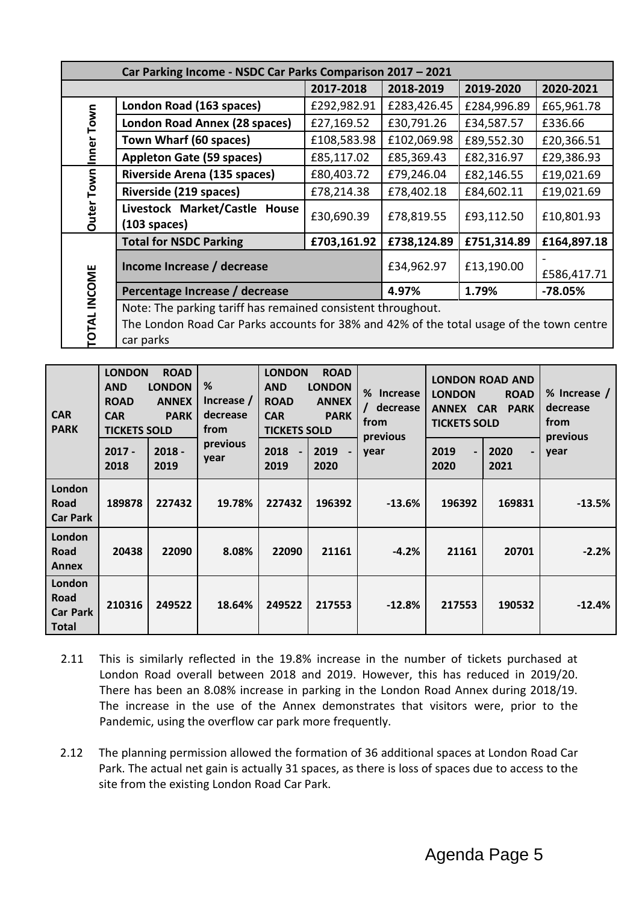| Car Parking Income - NSDC Car Parks Comparison 2017 – 2021 | | | | | |
|---|---|---|---|---|---|
| | | 2017-2018 | 2018-2019 | 2019-2020 | 2020-2021 |
| Inner Town | London Road (163 spaces) | £292,982.91 | £283,426.45 | £284,996.89 | £65,961.78 |
| | London Road Annex (28 spaces) | £27,169.52 | £30,791.26 | £34,587.57 | £336.66 |
| | Town Wharf (60 spaces) | £108,583.98 | £102,069.98 | £89,552.30 | £20,366.51 |
| | Appleton Gate (59 spaces) | £85,117.02 | £85,369.43 | £82,316.97 | £29,386.93 |
| Outer Town | Riverside Arena (135 spaces) | £80,403.72 | £79,246.04 | £82,146.55 | £19,021.69 |
| | Riverside (219 spaces) | £78,214.38 | £78,402.18 | £84,602.11 | £19,021.69 |
| | Livestock Market/Castle House (103 spaces) | £30,690.39 | £78,819.55 | £93,112.50 | £10,801.93 |
| TOTAL INCOME | Total for NSDC Parking | £703,161.92 | £738,124.89 | £751,314.89 | £164,897.18 |
| | Income Increase / decrease | | £34,962.97 | £13,190.00 | -£586,417.71 |
| | Percentage Increase / decrease | | 4.97% | 1.79% | -78.05% |
| | Note: The parking tariff has remained consistent throughout. The London Road Car Parks accounts for 38% and 42% of the total usage of the town centre car parks | | | | |

| CAR PARK | LONDON ROAD AND LONDON ROAD ANNEX CAR PARK TICKETS SOLD | | % Increase / decrease from previous year | LONDON ROAD AND LONDON ROAD ANNEX CAR PARK TICKETS SOLD | | % Increase / decrease from previous year | LONDON ROAD AND LONDON ROAD ANNEX CAR PARK TICKETS SOLD | | % Increase / decrease from previous year |
|---|---|---|---|---|---|---|---|---|---|
| | 2017 - 2018 | 2018 - 2019 | | 2018 - 2019 | 2019 - 2020 | | 2019 - 2020 | 2020 - 2021 | |
| London Road Car Park | 189878 | 227432 | 19.78% | 227432 | 196392 | -13.6% | 196392 | 169831 | -13.5% |
| London Road Annex | 20438 | 22090 | 8.08% | 22090 | 21161 | -4.2% | 21161 | 20701 | -2.2% |
| London Road Car Park Total | 210316 | 249522 | 18.64% | 249522 | 217553 | -12.8% | 217553 | 190532 | -12.4% |

2.11 This is similarly reflected in the 19.8% increase in the number of tickets purchased at London Road overall between 2018 and 2019. However, this has reduced in 2019/20. There has been an 8.08% increase in parking in the London Road Annex during 2018/19. The increase in the use of the Annex demonstrates that visitors were, prior to the Pandemic, using the overflow car park more frequently.

2.12 The planning permission allowed the formation of 36 additional spaces at London Road Car Park. The actual net gain is actually 31 spaces, as there is loss of spaces due to access to the site from the existing London Road Car Park.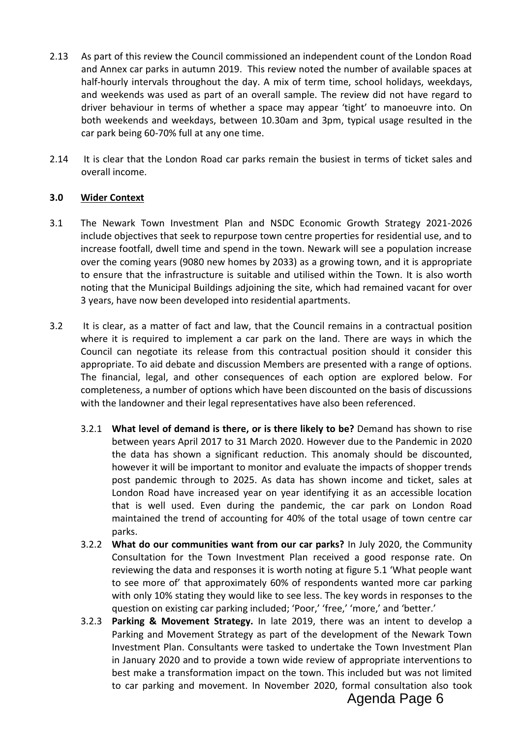2.13 As part of this review the Council commissioned an independent count of the London Road and Annex car parks in autumn 2019. This review noted the number of available spaces at half-hourly intervals throughout the day. A mix of term time, school holidays, weekdays, and weekends was used as part of an overall sample. The review did not have regard to driver behaviour in terms of whether a space may appear 'tight' to manoeuvre into. On both weekends and weekdays, between 10.30am and 3pm, typical usage resulted in the car park being 60-70% full at any one time.

2.14 It is clear that the London Road car parks remain the busiest in terms of ticket sales and overall income.

## 3.0 Wider Context

3.1 The Newark Town Investment Plan and NSDC Economic Growth Strategy 2021-2026 include objectives that seek to repurpose town centre properties for residential use, and to increase footfall, dwell time and spend in the town. Newark will see a population increase over the coming years (9080 new homes by 2033) as a growing town, and it is appropriate to ensure that the infrastructure is suitable and utilised within the Town. It is also worth noting that the Municipal Buildings adjoining the site, which had remained vacant for over 3 years, have now been developed into residential apartments.

3.2 It is clear, as a matter of fact and law, that the Council remains in a contractual position where it is required to implement a car park on the land. There are ways in which the Council can negotiate its release from this contractual position should it consider this appropriate. To aid debate and discussion Members are presented with a range of options. The financial, legal, and other consequences of each option are explored below. For completeness, a number of options which have been discounted on the basis of discussions with the landowner and their legal representatives have also been referenced.

3.2.1 **What level of demand is there, or is there likely to be?** Demand has shown to rise between years April 2017 to 31 March 2020. However due to the Pandemic in 2020 the data has shown a significant reduction. This anomaly should be discounted, however it will be important to monitor and evaluate the impacts of shopper trends post pandemic through to 2025. As data has shown income and ticket, sales at London Road have increased year on year identifying it as an accessible location that is well used. Even during the pandemic, the car park on London Road maintained the trend of accounting for 40% of the total usage of town centre car parks.

3.2.2 **What do our communities want from our car parks?** In July 2020, the Community Consultation for the Town Investment Plan received a good response rate. On reviewing the data and responses it is worth noting at figure 5.1 'What people want to see more of' that approximately 60% of respondents wanted more car parking with only 10% stating they would like to see less. The key words in responses to the question on existing car parking included; 'Poor,' 'free,' 'more,' and 'better.'

3.2.3 **Parking & Movement Strategy.** In late 2019, there was an intent to develop a Parking and Movement Strategy as part of the development of the Newark Town Investment Plan. Consultants were tasked to undertake the Town Investment Plan in January 2020 and to provide a town wide review of appropriate interventions to best make a transformation impact on the town. This included but was not limited to car parking and movement. In November 2020, formal consultation also took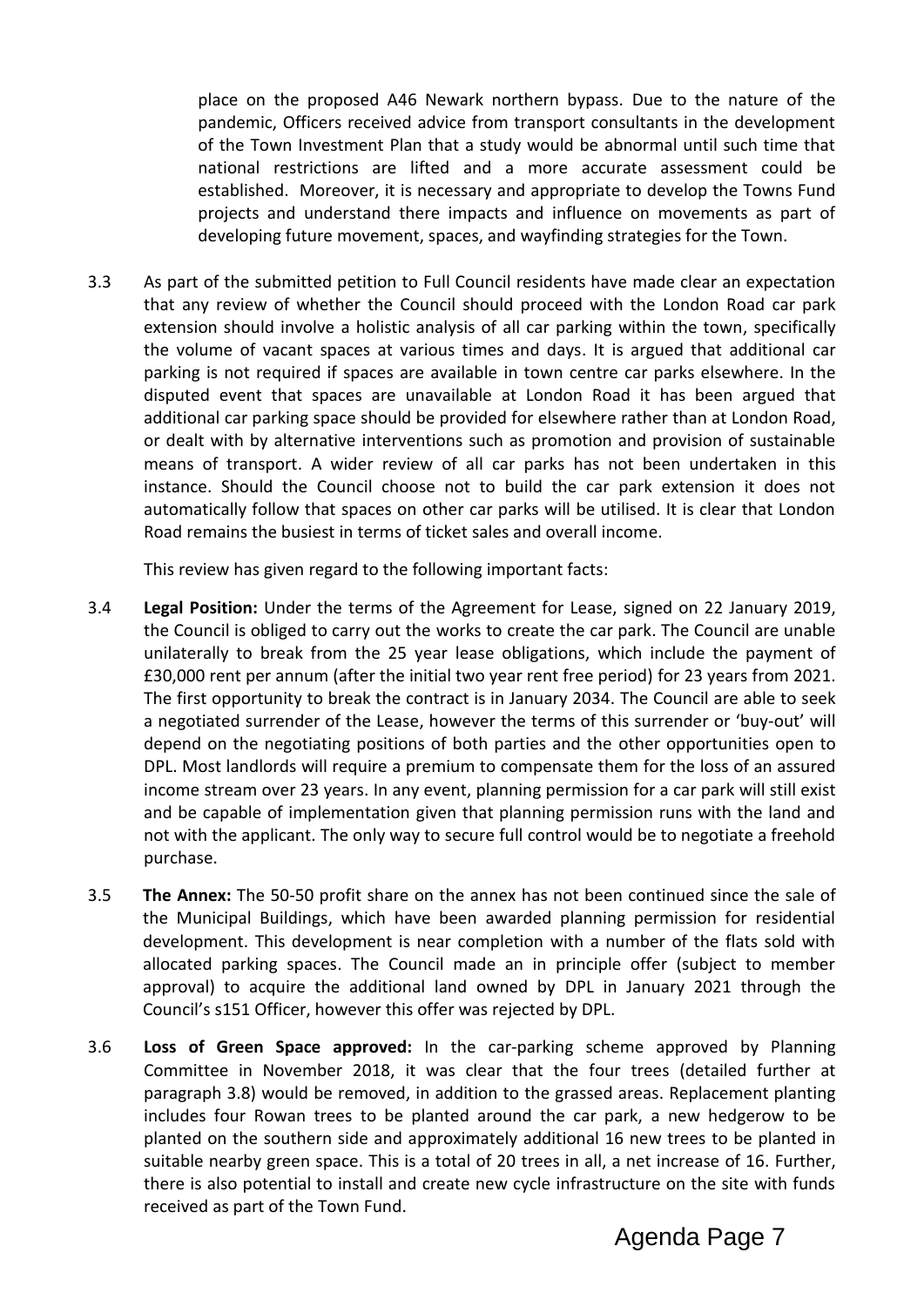place on the proposed A46 Newark northern bypass. Due to the nature of the pandemic, Officers received advice from transport consultants in the development of the Town Investment Plan that a study would be abnormal until such time that national restrictions are lifted and a more accurate assessment could be established. Moreover, it is necessary and appropriate to develop the Towns Fund projects and understand there impacts and influence on movements as part of developing future movement, spaces, and wayfinding strategies for the Town.

3.3 As part of the submitted petition to Full Council residents have made clear an expectation that any review of whether the Council should proceed with the London Road car park extension should involve a holistic analysis of all car parking within the town, specifically the volume of vacant spaces at various times and days. It is argued that additional car parking is not required if spaces are available in town centre car parks elsewhere. In the disputed event that spaces are unavailable at London Road it has been argued that additional car parking space should be provided for elsewhere rather than at London Road, or dealt with by alternative interventions such as promotion and provision of sustainable means of transport. A wider review of all car parks has not been undertaken in this instance. Should the Council choose not to build the car park extension it does not automatically follow that spaces on other car parks will be utilised. It is clear that London Road remains the busiest in terms of ticket sales and overall income.

This review has given regard to the following important facts:

3.4 **Legal Position:** Under the terms of the Agreement for Lease, signed on 22 January 2019, the Council is obliged to carry out the works to create the car park. The Council are unable unilaterally to break from the 25 year lease obligations, which include the payment of £30,000 rent per annum (after the initial two year rent free period) for 23 years from 2021. The first opportunity to break the contract is in January 2034. The Council are able to seek a negotiated surrender of the Lease, however the terms of this surrender or 'buy-out' will depend on the negotiating positions of both parties and the other opportunities open to DPL. Most landlords will require a premium to compensate them for the loss of an assured income stream over 23 years. In any event, planning permission for a car park will still exist and be capable of implementation given that planning permission runs with the land and not with the applicant. The only way to secure full control would be to negotiate a freehold purchase.

3.5 **The Annex:** The 50-50 profit share on the annex has not been continued since the sale of the Municipal Buildings, which have been awarded planning permission for residential development. This development is near completion with a number of the flats sold with allocated parking spaces. The Council made an in principle offer (subject to member approval) to acquire the additional land owned by DPL in January 2021 through the Council's s151 Officer, however this offer was rejected by DPL.

3.6 **Loss of Green Space approved:** In the car-parking scheme approved by Planning Committee in November 2018, it was clear that the four trees (detailed further at paragraph 3.8) would be removed, in addition to the grassed areas. Replacement planting includes four Rowan trees to be planted around the car park, a new hedgerow to be planted on the southern side and approximately additional 16 new trees to be planted in suitable nearby green space. This is a total of 20 trees in all, a net increase of 16. Further, there is also potential to install and create new cycle infrastructure on the site with funds received as part of the Town Fund.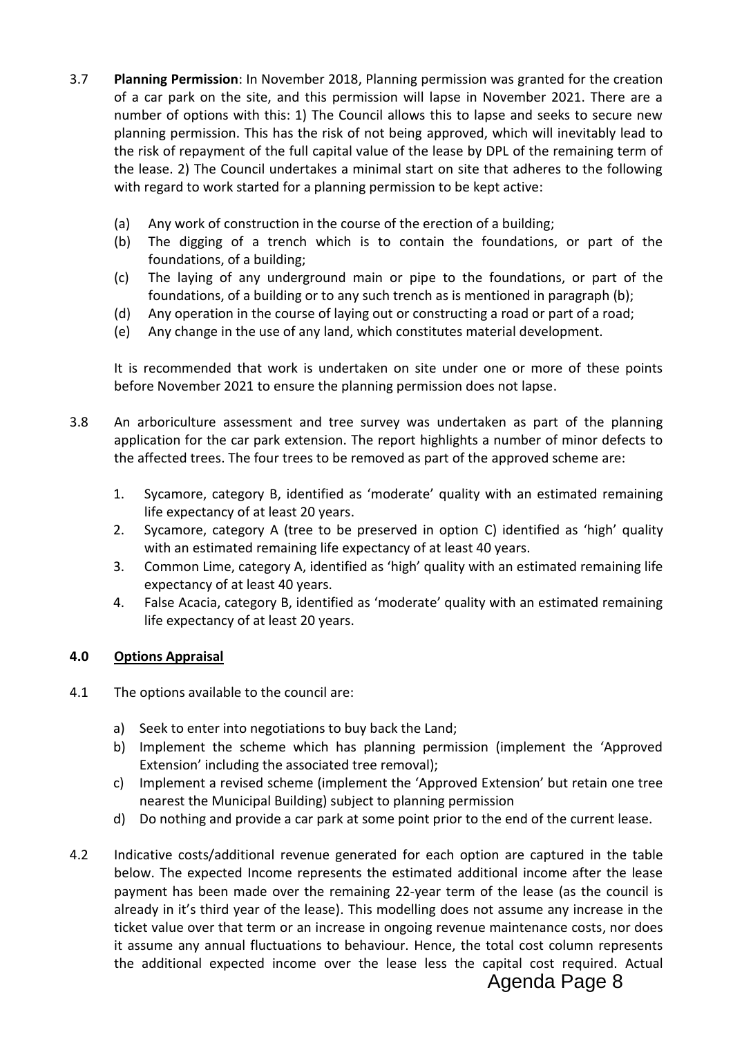3.7 **Planning Permission**: In November 2018, Planning permission was granted for the creation of a car park on the site, and this permission will lapse in November 2021. There are a number of options with this: 1) The Council allows this to lapse and seeks to secure new planning permission. This has the risk of not being approved, which will inevitably lead to the risk of repayment of the full capital value of the lease by DPL of the remaining term of the lease. 2) The Council undertakes a minimal start on site that adheres to the following with regard to work started for a planning permission to be kept active:

   (a) Any work of construction in the course of the erection of a building;
   (b) The digging of a trench which is to contain the foundations, or part of the foundations, of a building;
   (c) The laying of any underground main or pipe to the foundations, or part of the foundations, of a building or to any such trench as is mentioned in paragraph (b);
   (d) Any operation in the course of laying out or constructing a road or part of a road;
   (e) Any change in the use of any land, which constitutes material development.

   It is recommended that work is undertaken on site under one or more of these points before November 2021 to ensure the planning permission does not lapse.

3.8 An arboriculture assessment and tree survey was undertaken as part of the planning application for the car park extension. The report highlights a number of minor defects to the affected trees. The four trees to be removed as part of the approved scheme are:

   1. Sycamore, category B, identified as 'moderate' quality with an estimated remaining life expectancy of at least 20 years.
   2. Sycamore, category A (tree to be preserved in option C) identified as 'high' quality with an estimated remaining life expectancy of at least 40 years.
   3. Common Lime, category A, identified as 'high' quality with an estimated remaining life expectancy of at least 40 years.
   4. False Acacia, category B, identified as 'moderate' quality with an estimated remaining life expectancy of at least 20 years.

## 4.0 Options Appraisal

4.1 The options available to the council are:

   a) Seek to enter into negotiations to buy back the Land;
   b) Implement the scheme which has planning permission (implement the 'Approved Extension' including the associated tree removal);
   c) Implement a revised scheme (implement the 'Approved Extension' but retain one tree nearest the Municipal Building) subject to planning permission
   d) Do nothing and provide a car park at some point prior to the end of the current lease.

4.2 Indicative costs/additional revenue generated for each option are captured in the table below. The expected Income represents the estimated additional income after the lease payment has been made over the remaining 22-year term of the lease (as the council is already in it's third year of the lease). This modelling does not assume any increase in the ticket value over that term or an increase in ongoing revenue maintenance costs, nor does it assume any annual fluctuations to behaviour. Hence, the total cost column represents the additional expected income over the lease less the capital cost required. Actual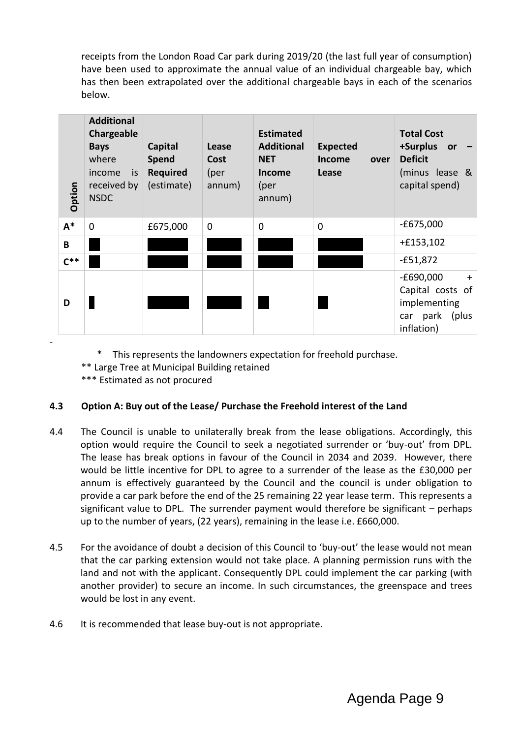receipts from the London Road Car park during 2019/20 (the last full year of consumption) have been used to approximate the annual value of an individual chargeable bay, which has then been extrapolated over the additional chargeable bays in each of the scenarios below.

| Option | **Additional Chargeable Bays** where income is received by NSDC | **Capital Spend Required** (estimate) | **Lease Cost** (per annum) | **Estimated Additional NET Income** (per annum) | **Expected Income over Lease** | **Total Cost +Surplus or – Deficit** (minus lease & capital spend) |
|---|---|---|---|---|---|---|
| **A*** | 0 | £675,000 | 0 | 0 | 0 | -£675,000 |
| **B** | | | | | | +£153,102 |
| **C**** | | | | | | -£51,872 |
| **D** | | | | | | -£690,000 + Capital costs of implementing car park (plus inflation) |

-

\* This represents the landowners expectation for freehold purchase.
** Large Tree at Municipal Building retained
*** Estimated as not procured

**4.3 Option A: Buy out of the Lease/ Purchase the Freehold interest of the Land**

4.4 The Council is unable to unilaterally break from the lease obligations. Accordingly, this option would require the Council to seek a negotiated surrender or 'buy-out' from DPL. The lease has break options in favour of the Council in 2034 and 2039. However, there would be little incentive for DPL to agree to a surrender of the lease as the £30,000 per annum is effectively guaranteed by the Council and the council is under obligation to provide a car park before the end of the 25 remaining 22 year lease term. This represents a significant value to DPL. The surrender payment would therefore be significant – perhaps up to the number of years, (22 years), remaining in the lease i.e. £660,000.

4.5 For the avoidance of doubt a decision of this Council to 'buy-out' the lease would not mean that the car parking extension would not take place. A planning permission runs with the land and not with the applicant. Consequently DPL could implement the car parking (with another provider) to secure an income. In such circumstances, the greenspace and trees would be lost in any event.

4.6 It is recommended that lease buy-out is not appropriate.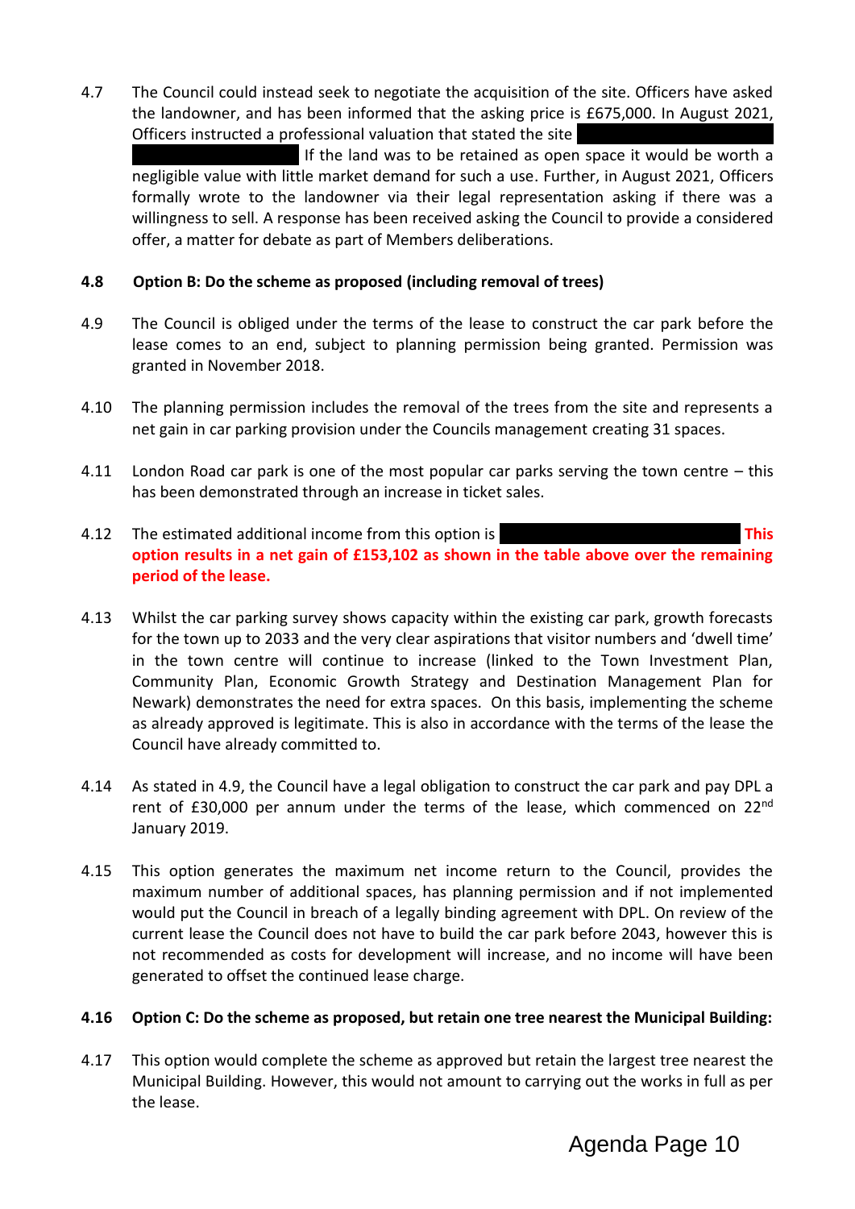4.7 The Council could instead seek to negotiate the acquisition of the site. Officers have asked the landowner, and has been informed that the asking price is £675,000. In August 2021, Officers instructed a professional valuation that stated the site [REDACTED] If the land was to be retained as open space it would be worth a negligible value with little market demand for such a use. Further, in August 2021, Officers formally wrote to the landowner via their legal representation asking if there was a willingness to sell. A response has been received asking the Council to provide a considered offer, a matter for debate as part of Members deliberations.

**4.8 Option B: Do the scheme as proposed (including removal of trees)**

4.9 The Council is obliged under the terms of the lease to construct the car park before the lease comes to an end, subject to planning permission being granted. Permission was granted in November 2018.

4.10 The planning permission includes the removal of the trees from the site and represents a net gain in car parking provision under the Councils management creating 31 spaces.

4.11 London Road car park is one of the most popular car parks serving the town centre – this has been demonstrated through an increase in ticket sales.

4.12 The estimated additional income from this option is [REDACTED] **This option results in a net gain of £153,102 as shown in the table above over the remaining period of the lease.**

4.13 Whilst the car parking survey shows capacity within the existing car park, growth forecasts for the town up to 2033 and the very clear aspirations that visitor numbers and 'dwell time' in the town centre will continue to increase (linked to the Town Investment Plan, Community Plan, Economic Growth Strategy and Destination Management Plan for Newark) demonstrates the need for extra spaces. On this basis, implementing the scheme as already approved is legitimate. This is also in accordance with the terms of the lease the Council have already committed to.

4.14 As stated in 4.9, the Council have a legal obligation to construct the car park and pay DPL a rent of £30,000 per annum under the terms of the lease, which commenced on 22nd January 2019.

4.15 This option generates the maximum net income return to the Council, provides the maximum number of additional spaces, has planning permission and if not implemented would put the Council in breach of a legally binding agreement with DPL. On review of the current lease the Council does not have to build the car park before 2043, however this is not recommended as costs for development will increase, and no income will have been generated to offset the continued lease charge.

**4.16 Option C: Do the scheme as proposed, but retain one tree nearest the Municipal Building:**

4.17 This option would complete the scheme as approved but retain the largest tree nearest the Municipal Building. However, this would not amount to carrying out the works in full as per the lease.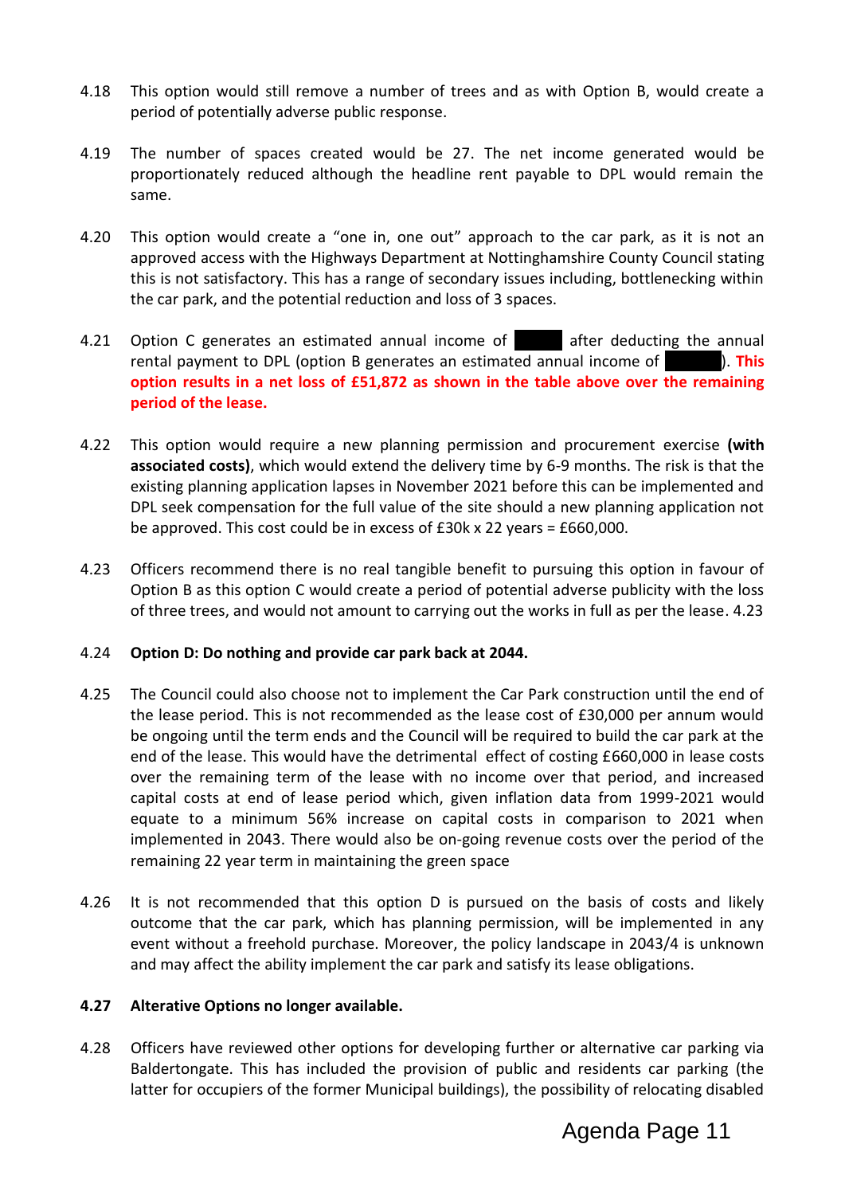4.18 This option would still remove a number of trees and as with Option B, would create a period of potentially adverse public response.

4.19 The number of spaces created would be 27. The net income generated would be proportionately reduced although the headline rent payable to DPL would remain the same.

4.20 This option would create a "one in, one out" approach to the car park, as it is not an approved access with the Highways Department at Nottinghamshire County Council stating this is not satisfactory. This has a range of secondary issues including, bottlenecking within the car park, and the potential reduction and loss of 3 spaces.

4.21 Option C generates an estimated annual income of ██████ after deducting the annual rental payment to DPL (option B generates an estimated annual income of ██████). **This option results in a net loss of £51,872 as shown in the table above over the remaining period of the lease.**

4.22 This option would require a new planning permission and procurement exercise **(with associated costs)**, which would extend the delivery time by 6-9 months. The risk is that the existing planning application lapses in November 2021 before this can be implemented and DPL seek compensation for the full value of the site should a new planning application not be approved. This cost could be in excess of £30k x 22 years = £660,000.

4.23 Officers recommend there is no real tangible benefit to pursuing this option in favour of Option B as this option C would create a period of potential adverse publicity with the loss of three trees, and would not amount to carrying out the works in full as per the lease. 4.23

4.24 **Option D: Do nothing and provide car park back at 2044.**

4.25 The Council could also choose not to implement the Car Park construction until the end of the lease period. This is not recommended as the lease cost of £30,000 per annum would be ongoing until the term ends and the Council will be required to build the car park at the end of the lease. This would have the detrimental effect of costing £660,000 in lease costs over the remaining term of the lease with no income over that period, and increased capital costs at end of lease period which, given inflation data from 1999-2021 would equate to a minimum 56% increase on capital costs in comparison to 2021 when implemented in 2043. There would also be on-going revenue costs over the period of the remaining 22 year term in maintaining the green space

4.26 It is not recommended that this option D is pursued on the basis of costs and likely outcome that the car park, which has planning permission, will be implemented in any event without a freehold purchase. Moreover, the policy landscape in 2043/4 is unknown and may affect the ability implement the car park and satisfy its lease obligations.

**4.27 Alterative Options no longer available.**

4.28 Officers have reviewed other options for developing further or alternative car parking via Baldertongate. This has included the provision of public and residents car parking (the latter for occupiers of the former Municipal buildings), the possibility of relocating disabled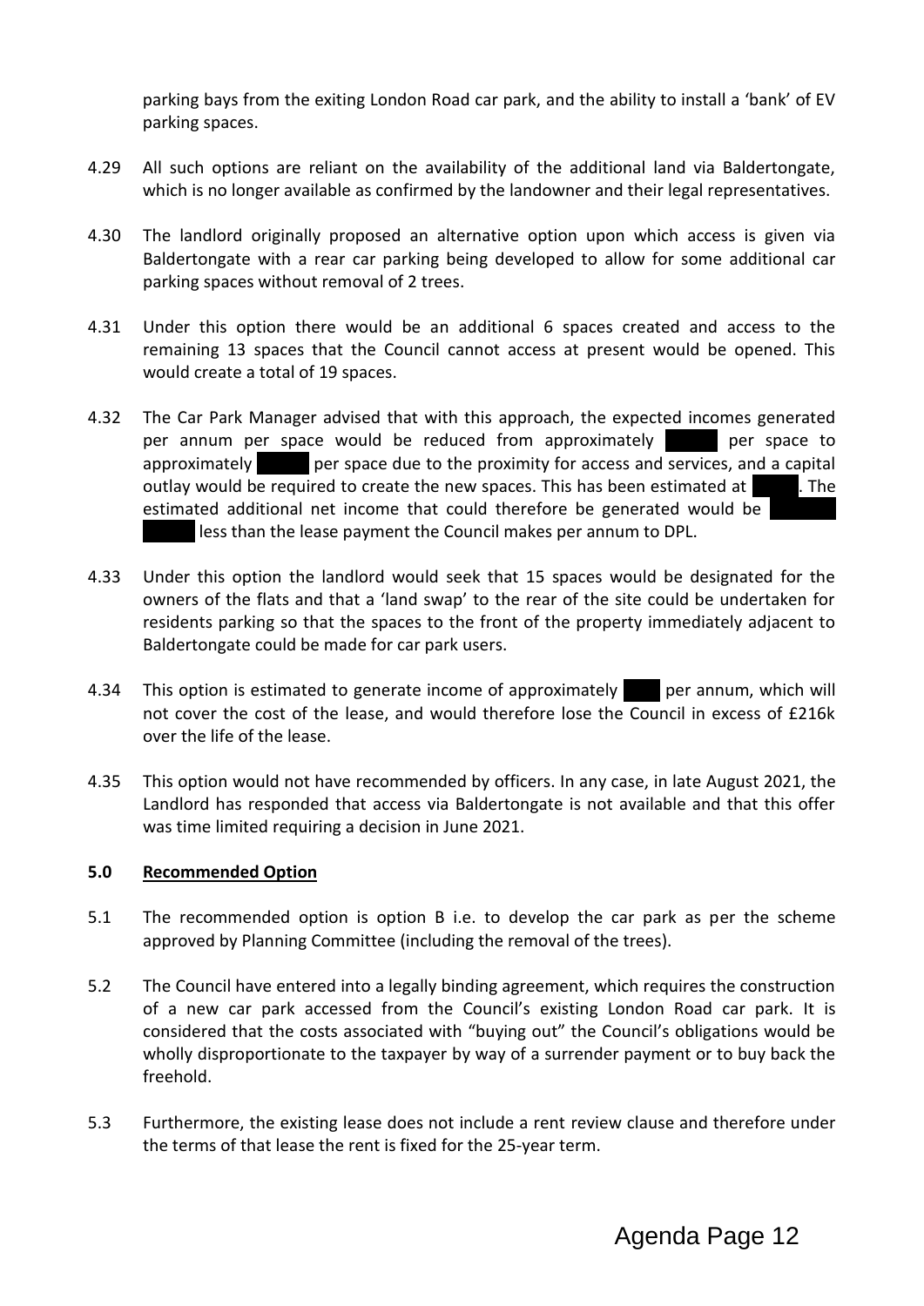parking bays from the exiting London Road car park, and the ability to install a 'bank' of EV parking spaces.

4.29 All such options are reliant on the availability of the additional land via Baldertongate, which is no longer available as confirmed by the landowner and their legal representatives.

4.30 The landlord originally proposed an alternative option upon which access is given via Baldertongate with a rear car parking being developed to allow for some additional car parking spaces without removal of 2 trees.

4.31 Under this option there would be an additional 6 spaces created and access to the remaining 13 spaces that the Council cannot access at present would be opened. This would create a total of 19 spaces.

4.32 The Car Park Manager advised that with this approach, the expected incomes generated per annum per space would be reduced from approximately ██████ per space to approximately ██████ per space due to the proximity for access and services, and a capital outlay would be required to create the new spaces. This has been estimated at ██████. The estimated additional net income that could therefore be generated would be ██████ ██████ less than the lease payment the Council makes per annum to DPL.

4.33 Under this option the landlord would seek that 15 spaces would be designated for the owners of the flats and that a 'land swap' to the rear of the site could be undertaken for residents parking so that the spaces to the front of the property immediately adjacent to Baldertongate could be made for car park users.

4.34 This option is estimated to generate income of approximately ████ per annum, which will not cover the cost of the lease, and would therefore lose the Council in excess of £216k over the life of the lease.

4.35 This option would not have recommended by officers. In any case, in late August 2021, the Landlord has responded that access via Baldertongate is not available and that this offer was time limited requiring a decision in June 2021.

## 5.0 Recommended Option

5.1 The recommended option is option B i.e. to develop the car park as per the scheme approved by Planning Committee (including the removal of the trees).

5.2 The Council have entered into a legally binding agreement, which requires the construction of a new car park accessed from the Council's existing London Road car park. It is considered that the costs associated with "buying out" the Council's obligations would be wholly disproportionate to the taxpayer by way of a surrender payment or to buy back the freehold.

5.3 Furthermore, the existing lease does not include a rent review clause and therefore under the terms of that lease the rent is fixed for the 25-year term.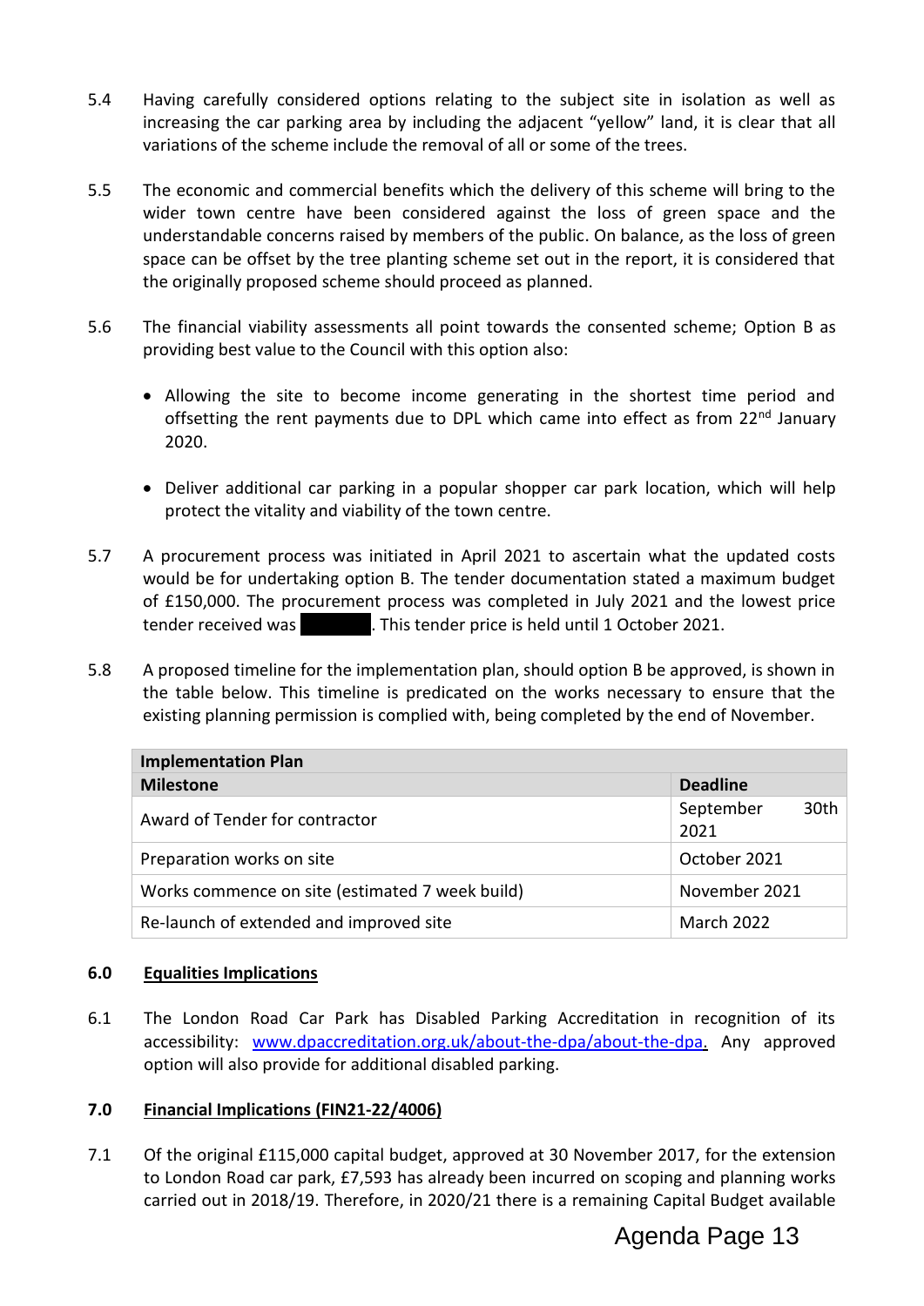5.4 Having carefully considered options relating to the subject site in isolation as well as increasing the car parking area by including the adjacent "yellow" land, it is clear that all variations of the scheme include the removal of all or some of the trees.

5.5 The economic and commercial benefits which the delivery of this scheme will bring to the wider town centre have been considered against the loss of green space and the understandable concerns raised by members of the public. On balance, as the loss of green space can be offset by the tree planting scheme set out in the report, it is considered that the originally proposed scheme should proceed as planned.

5.6 The financial viability assessments all point towards the consented scheme; Option B as providing best value to the Council with this option also:

- Allowing the site to become income generating in the shortest time period and offsetting the rent payments due to DPL which came into effect as from 22nd January 2020.
- Deliver additional car parking in a popular shopper car park location, which will help protect the vitality and viability of the town centre.

5.7 A procurement process was initiated in April 2021 to ascertain what the updated costs would be for undertaking option B. The tender documentation stated a maximum budget of £150,000. The procurement process was completed in July 2021 and the lowest price tender received was ███████. This tender price is held until 1 October 2021.

5.8 A proposed timeline for the implementation plan, should option B be approved, is shown in the table below. This timeline is predicated on the works necessary to ensure that the existing planning permission is complied with, being completed by the end of November.

| **Implementation Plan** | |
|---|---|
| **Milestone** | **Deadline** |
| Award of Tender for contractor | September 30th 2021 |
| Preparation works on site | October 2021 |
| Works commence on site (estimated 7 week build) | November 2021 |
| Re-launch of extended and improved site | March 2022 |

## 6.0 Equalities Implications

6.1 The London Road Car Park has Disabled Parking Accreditation in recognition of its accessibility: www.dpaccreditation.org.uk/about-the-dpa/about-the-dpa. Any approved option will also provide for additional disabled parking.

## 7.0 Financial Implications (FIN21-22/4006)

7.1 Of the original £115,000 capital budget, approved at 30 November 2017, for the extension to London Road car park, £7,593 has already been incurred on scoping and planning works carried out in 2018/19. Therefore, in 2020/21 there is a remaining Capital Budget available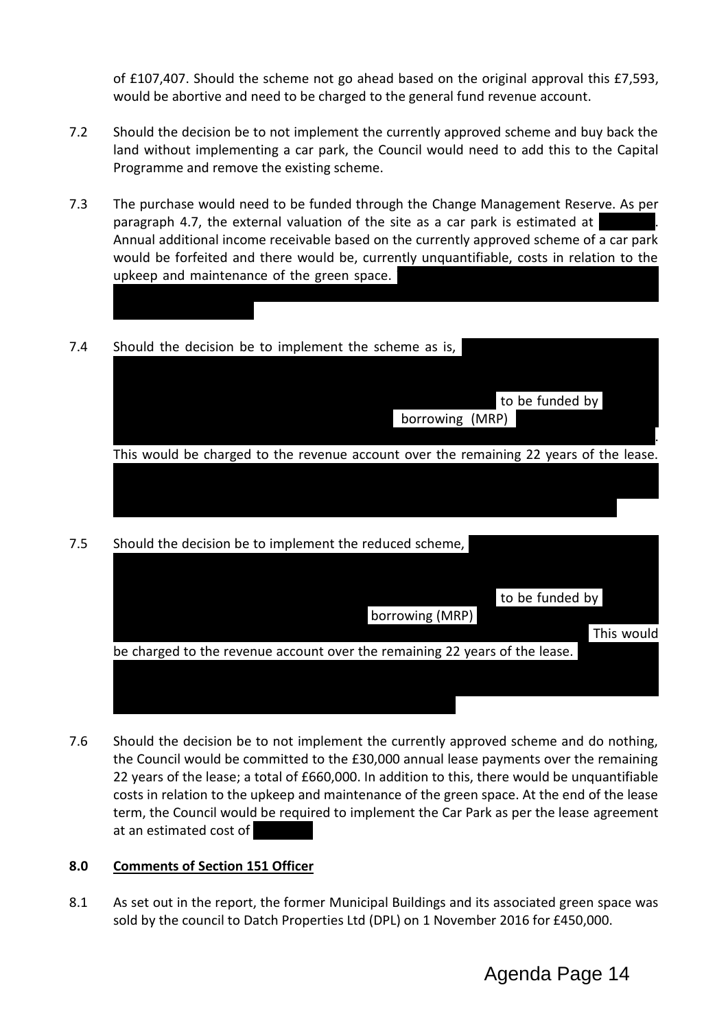of £107,407. Should the scheme not go ahead based on the original approval this £7,593, would be abortive and need to be charged to the general fund revenue account.

7.2 Should the decision be to not implement the currently approved scheme and buy back the land without implementing a car park, the Council would need to add this to the Capital Programme and remove the existing scheme.

7.3 The purchase would need to be funded through the Change Management Reserve. As per paragraph 4.7, the external valuation of the site as a car park is estimated at . Annual additional income receivable based on the currently approved scheme of a car park would be forfeited and there would be, currently unquantifiable, costs in relation to the upkeep and maintenance of the green space.

7.4 Should the decision be to implement the scheme as is, to be funded by borrowing (MRP) . This would be charged to the revenue account over the remaining 22 years of the lease.

7.5 Should the decision be to implement the reduced scheme, to be funded by borrowing (MRP) This would be charged to the revenue account over the remaining 22 years of the lease.

7.6 Should the decision be to not implement the currently approved scheme and do nothing, the Council would be committed to the £30,000 annual lease payments over the remaining 22 years of the lease; a total of £660,000. In addition to this, there would be unquantifiable costs in relation to the upkeep and maintenance of the green space. At the end of the lease term, the Council would be required to implement the Car Park as per the lease agreement at an estimated cost of

## 8.0 Comments of Section 151 Officer

8.1 As set out in the report, the former Municipal Buildings and its associated green space was sold by the council to Datch Properties Ltd (DPL) on 1 November 2016 for £450,000.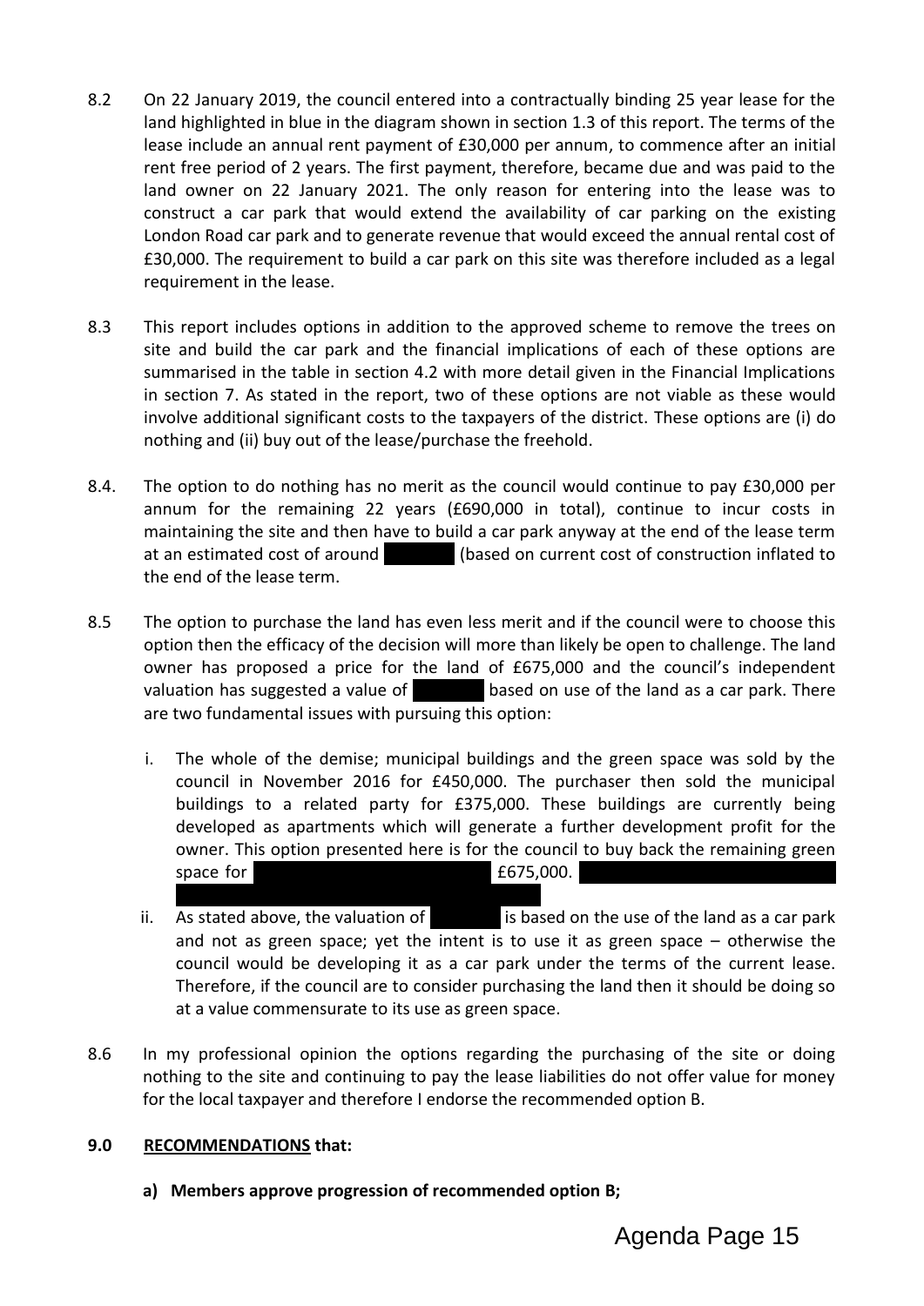8.2 On 22 January 2019, the council entered into a contractually binding 25 year lease for the land highlighted in blue in the diagram shown in section 1.3 of this report. The terms of the lease include an annual rent payment of £30,000 per annum, to commence after an initial rent free period of 2 years. The first payment, therefore, became due and was paid to the land owner on 22 January 2021. The only reason for entering into the lease was to construct a car park that would extend the availability of car parking on the existing London Road car park and to generate revenue that would exceed the annual rental cost of £30,000. The requirement to build a car park on this site was therefore included as a legal requirement in the lease.

8.3 This report includes options in addition to the approved scheme to remove the trees on site and build the car park and the financial implications of each of these options are summarised in the table in section 4.2 with more detail given in the Financial Implications in section 7. As stated in the report, two of these options are not viable as these would involve additional significant costs to the taxpayers of the district. These options are (i) do nothing and (ii) buy out of the lease/purchase the freehold.

8.4. The option to do nothing has no merit as the council would continue to pay £30,000 per annum for the remaining 22 years (£690,000 in total), continue to incur costs in maintaining the site and then have to build a car park anyway at the end of the lease term at an estimated cost of around [redacted] (based on current cost of construction inflated to the end of the lease term.

8.5 The option to purchase the land has even less merit and if the council were to choose this option then the efficacy of the decision will more than likely be open to challenge. The land owner has proposed a price for the land of £675,000 and the council's independent valuation has suggested a value of [redacted] based on use of the land as a car park. There are two fundamental issues with pursuing this option:

i. The whole of the demise; municipal buildings and the green space was sold by the council in November 2016 for £450,000. The purchaser then sold the municipal buildings to a related party for £375,000. These buildings are currently being developed as apartments which will generate a further development profit for the owner. This option presented here is for the council to buy back the remaining green space for [redacted] £675,000. [redacted]

ii. As stated above, the valuation of [redacted] is based on the use of the land as a car park and not as green space; yet the intent is to use it as green space – otherwise the council would be developing it as a car park under the terms of the current lease. Therefore, if the council are to consider purchasing the land then it should be doing so at a value commensurate to its use as green space.

8.6 In my professional opinion the options regarding the purchasing of the site or doing nothing to the site and continuing to pay the lease liabilities do not offer value for money for the local taxpayer and therefore I endorse the recommended option B.

## 9.0 RECOMMENDATIONS that:

**a) Members approve progression of recommended option B;**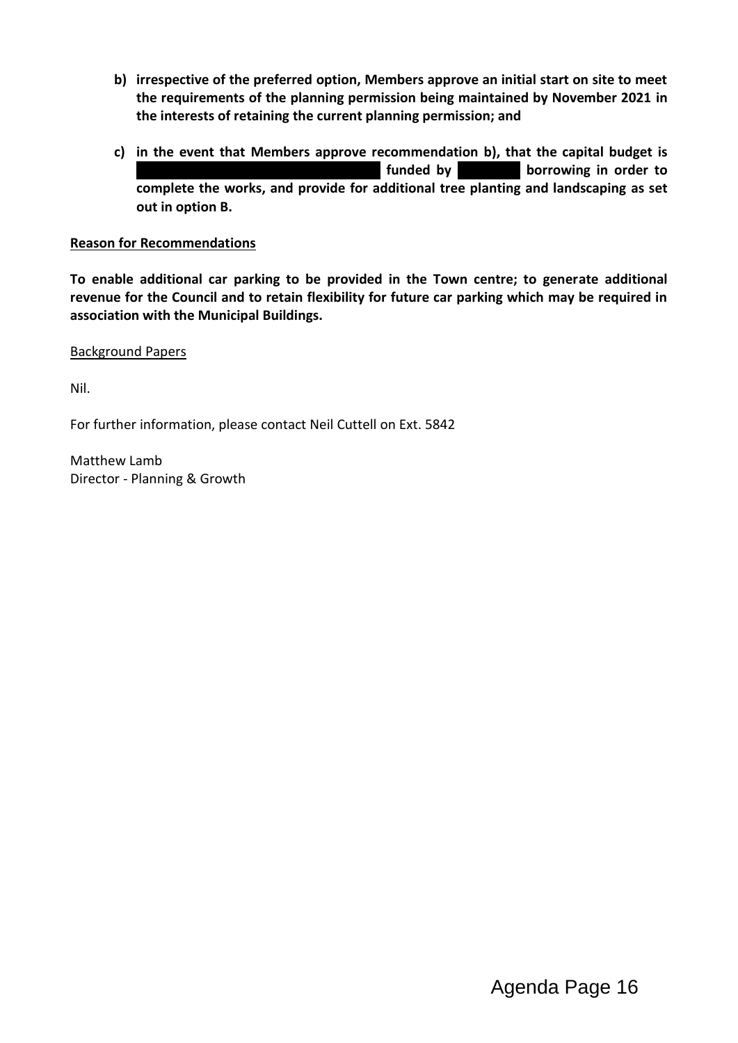b) **irrespective of the preferred option, Members approve an initial start on site to meet the requirements of the planning permission being maintained by November 2021 in the interests of retaining the current planning permission; and**

c) **in the event that Members approve recommendation b), that the capital budget is [REDACTED] funded by [REDACTED] borrowing in order to complete the works, and provide for additional tree planting and landscaping as set out in option B.**

**Reason for Recommendations**

**To enable additional car parking to be provided in the Town centre; to generate additional revenue for the Council and to retain flexibility for future car parking which may be required in association with the Municipal Buildings.**

Background Papers

Nil.

For further information, please contact Neil Cuttell on Ext. 5842

Matthew Lamb
Director - Planning & Growth